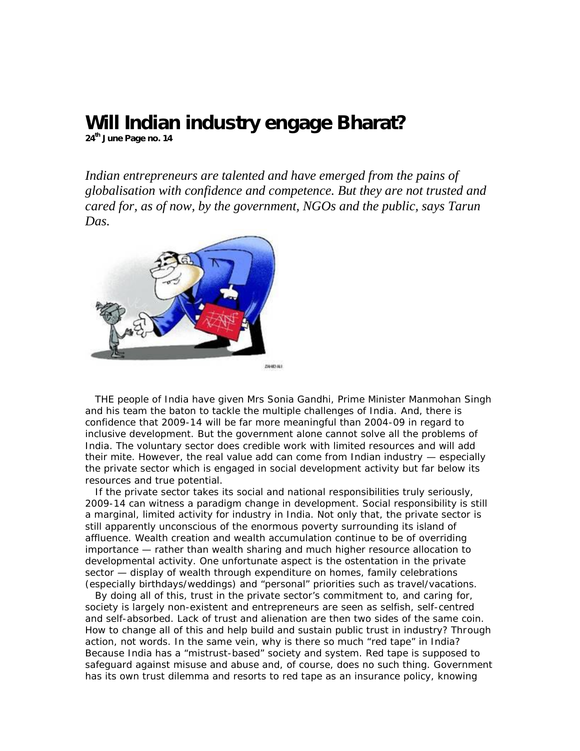# Will Indian industry engage Bharat?

**24th June Page no. 14**

*Indian entrepreneurs are talented and have emerged from the pains of globalisation with confidence and competence. But they are not trusted and cared for, as of now, by the government, NGOs and the public, says Tarun Das.*

THE people of India have given Mrs Sonia Gandhi, Prime Minister Manmohan Singh and his team the baton to tackle the multiple challenges of India. And, there is confidence that 2009-14 will be far more meaningful than 2004-09 in regard to inclusive development. But the government alone cannot solve all the problems of India. The voluntary sector does credible work with limited resources and will add their mite. However, the real value add can come from Indian industry — especially the private sector which is engaged in social development activity but far below its resources and true potential.

If the private sector takes its social and national responsibilities truly seriously, 2009-14 can witness a paradigm change in development. Social responsibility is still a marginal, limited activity for industry in India. Not only that, the private sector is still apparently unconscious of the enormous poverty surrounding its island of affluence. Wealth creation and wealth accumulation continue to be of overriding importance — rather than wealth sharing and much higher resource allocation to developmental activity. One unfortunate aspect is the ostentation in the private sector — display of wealth through expenditure on homes, family celebrations (especially birthdays/weddings) and "personal" priorities such as travel/vacations.

By doing all of this, trust in the private sector's commitment to, and caring for, society is largely non-existent and entrepreneurs are seen as selfish, self-centred and self-absorbed. Lack of trust and alienation are then two sides of the same coin. How to change all of this and help build and sustain public trust in industry? Through action, not words. In the same vein, why is there so much "red tape" in India? Because India has a "mistrust-based" society and system. Red tape is supposed to safeguard against misuse and abuse and, of course, does no such thing. Government has its own trust dilemma and resorts to red tape as an insurance policy, knowing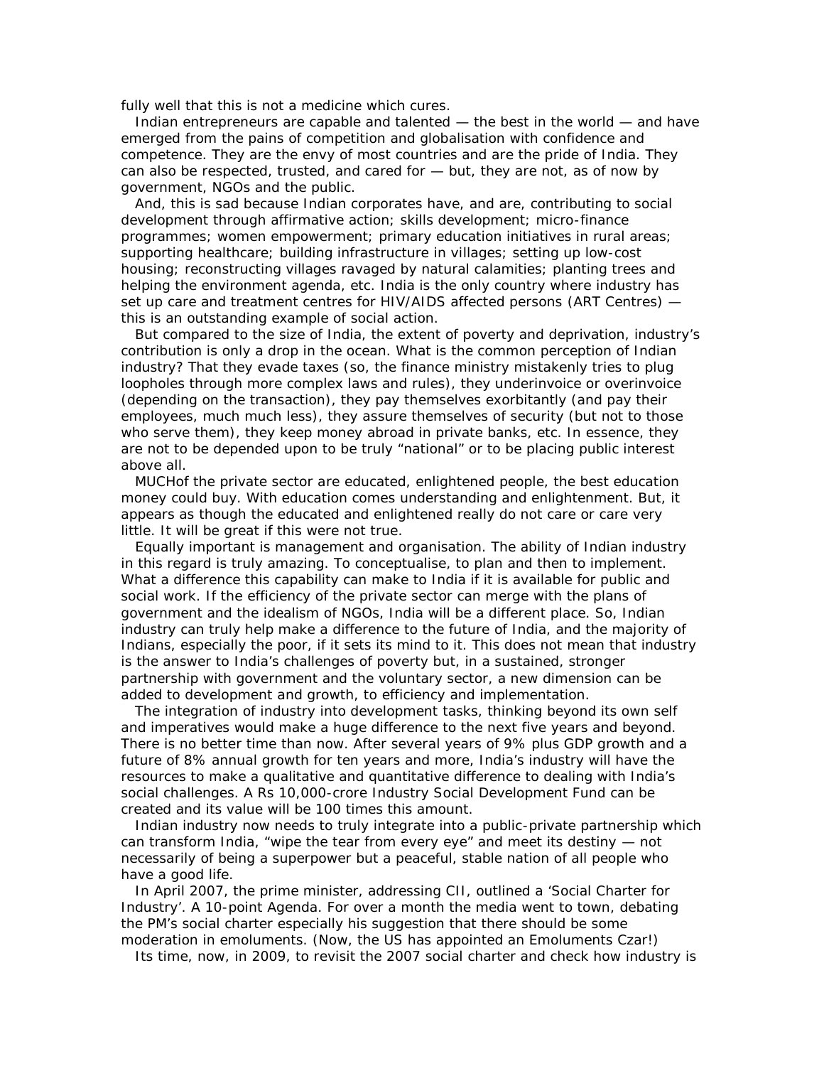fully well that this is not a medicine which cures.

Indian entrepreneurs are capable and talented — the best in the world — and have emerged from the pains of competition and globalisation with confidence and competence. They are the envy of most countries and are the pride of India. They can also be respected, trusted, and cared for — but, they are not, as of now by government, NGOs and the public.

And, this is sad because Indian corporates have, and are, contributing to social development through affirmative action; skills development; micro-finance programmes; women empowerment; primary education initiatives in rural areas; supporting healthcare; building infrastructure in villages; setting up low-cost housing; reconstructing villages ravaged by natural calamities; planting trees and helping the environment agenda, etc. India is the only country where industry has set up care and treatment centres for HIV/AIDS affected persons (ART Centres) — this is an outstanding example of social action.

But compared to the size of India, the extent of poverty and deprivation, industry's contribution is only a drop in the ocean. What is the common perception of Indian industry? That they evade taxes (so, the finance ministry mistakenly tries to plug loopholes through more complex laws and rules), they underinvoice or overinvoice (depending on the transaction), they pay themselves exorbitantly (and pay their employees, much much less), they assure themselves of security (but not to those who serve them), they keep money abroad in private banks, etc. In essence, they are not to be depended upon to be truly "national" or to be placing public interest above all.

MUCHof the private sector are educated, enlightened people, the best education money could buy. With education comes understanding and enlightenment. But, it appears as though the educated and enlightened really do not care or care very little. It will be great if this were not true.

Equally important is management and organisation. The ability of Indian industry in this regard is truly amazing. To conceptualise, to plan and then to implement. What a difference this capability can make to India if it is available for public and social work. If the efficiency of the private sector can merge with the plans of government and the idealism of NGOs, India will be a different place. So, Indian industry can truly help make a difference to the future of India, and the majority of Indians, especially the poor, if it sets its mind to it. This does not mean that industry is the answer to India's challenges of poverty but, in a sustained, stronger partnership with government and the voluntary sector, a new dimension can be added to development and growth, to efficiency and implementation.

The integration of industry into development tasks, thinking beyond its own self and imperatives would make a huge difference to the next five years and beyond. There is no better time than now. After several years of 9% plus GDP growth and a future of 8% annual growth for ten years and more, India's industry will have the resources to make a qualitative and quantitative difference to dealing with India's social challenges. A Rs 10,000-crore Industry Social Development Fund can be created and its value will be 100 times this amount.

Indian industry now needs to truly integrate into a public-private partnership which can transform India, "wipe the tear from every eye" and meet its destiny — not necessarily of being a superpower but a peaceful, stable nation of all people who have a good life.

In April 2007, the prime minister, addressing CII, outlined a 'Social Charter for Industry'. A 10-point Agenda. For over a month the media went to town, debating the PM's social charter especially his suggestion that there should be some moderation in emoluments. (Now, the US has appointed an Emoluments Czar!)

Its time, now, in 2009, to revisit the 2007 social charter and check how industry is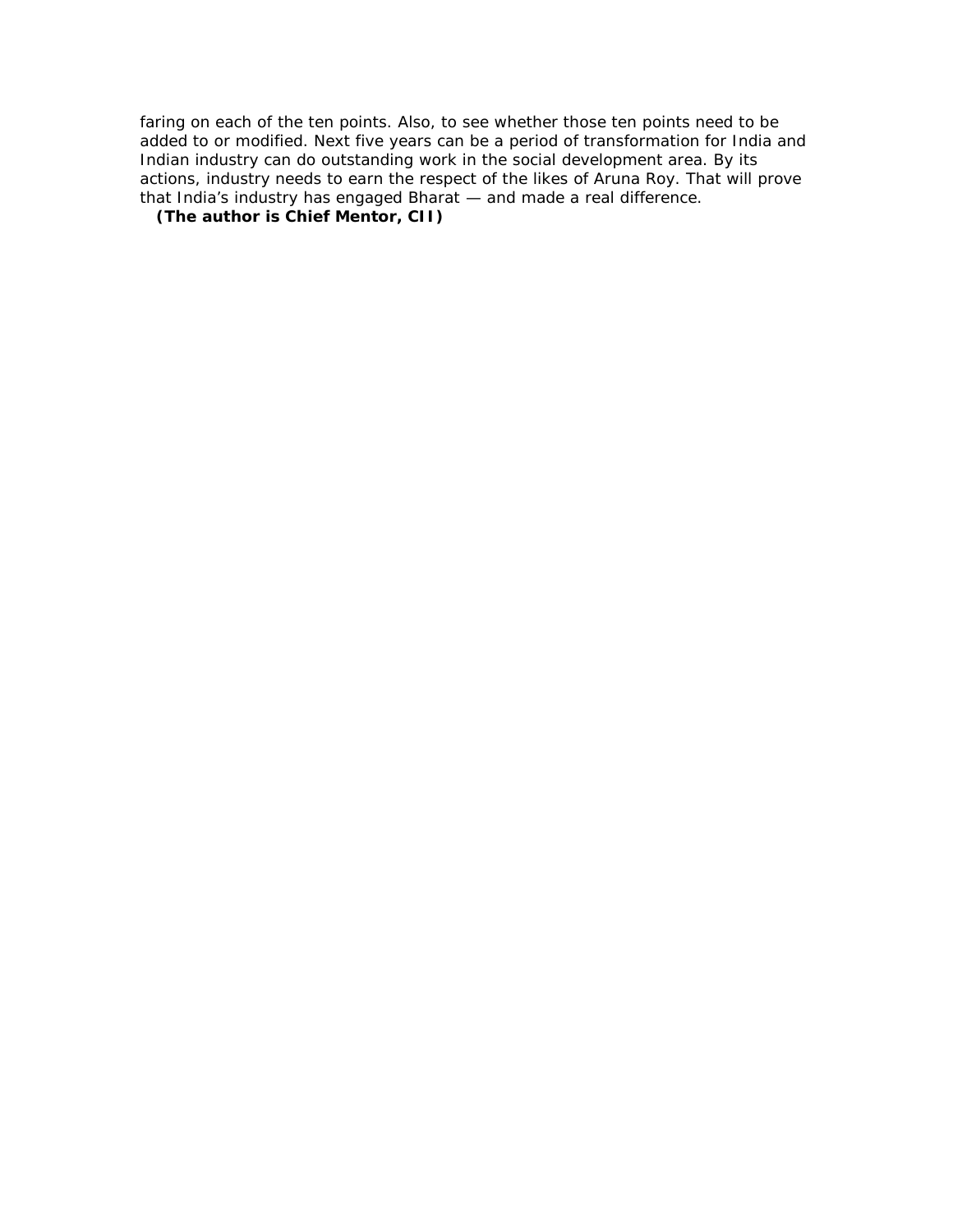faring on each of the ten points. Also, to see whether those ten points need to be added to or modified. Next five years can be a period of transformation for India and Indian industry can do outstanding work in the social development area. By its actions, industry needs to earn the respect of the likes of Aruna Roy. That will prove that India's industry has engaged Bharat — and made a real difference.

**(The author is Chief Mentor, CII)**